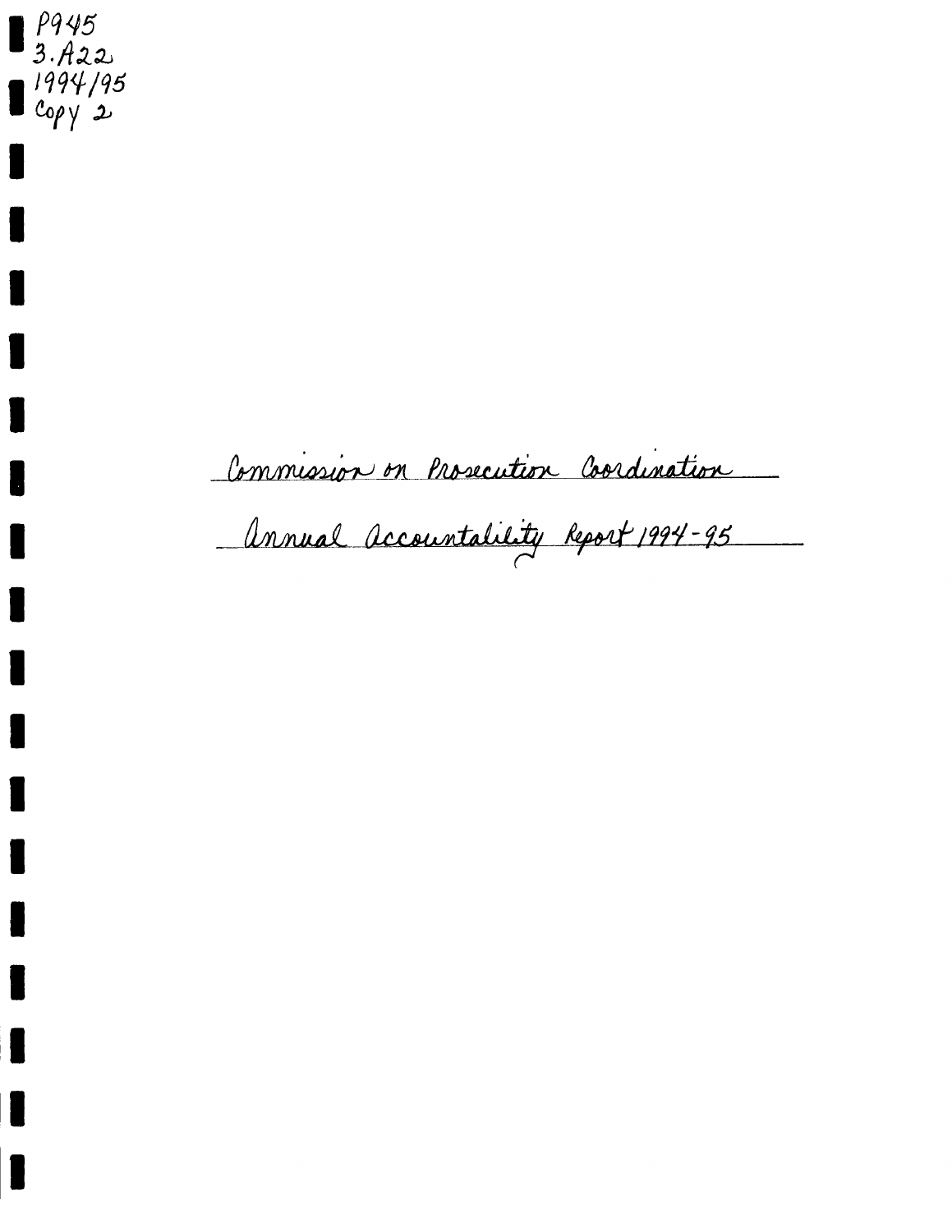P945
3.A22
1994/95
Copy 2

# Commission on Prosecution Coordination

## Annual Accountability Report 1994-95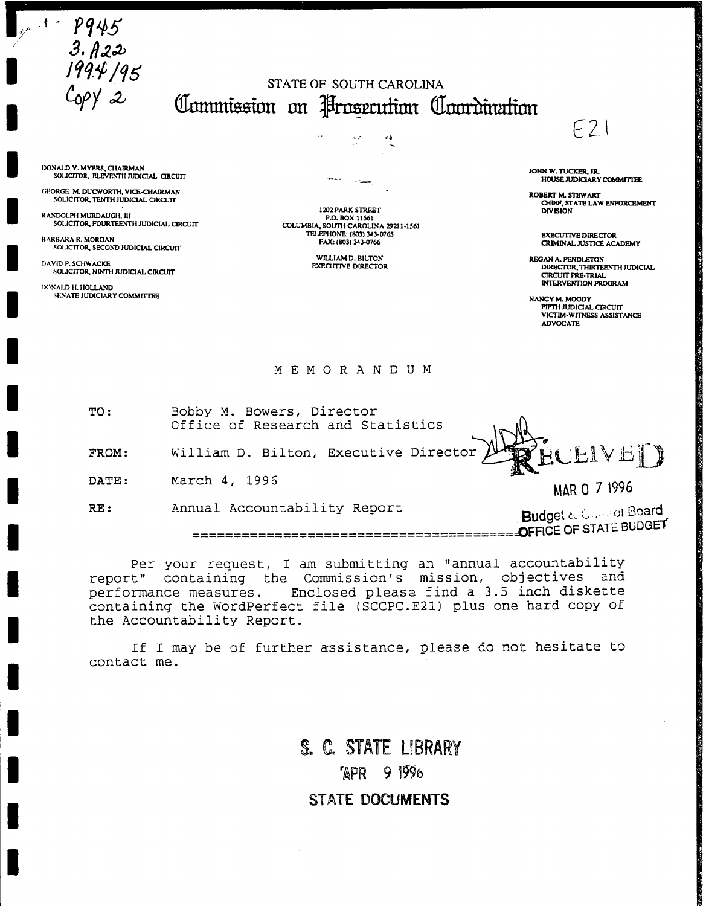P945
3.A22
1994/95
Copy 2

STATE OF SOUTH CAROLINA

# Commission on Prosecution Coordination

E21

DONALD V. MYERS, CHAIRMAN
SOLICITOR, ELEVENTH JUDICIAL CIRCUIT

GEORGE M. DUCWORTH, VICE-CHAIRMAN
SOLICITOR, TENTH JUDICIAL CIRCUIT

RANDOLPH MURDAUGH, III
SOLICITOR, FOURTEENTH JUDICIAL CIRCUIT

BARBARA R. MORGAN
SOLICITOR, SECOND JUDICIAL CIRCUIT

DAVID P. SCHWACKE
SOLICITOR, NINTH JUDICIAL CIRCUIT

DONALD H. HOLLAND
SENATE JUDICIARY COMMITTEE

1202 PARK STREET
P.O. BOX 11561
COLUMBIA, SOUTH CAROLINA 29211-1561
TELEPHONE: (803) 343-0765
FAX: (803) 343-0766

WILLIAM D. BILTON
EXECUTIVE DIRECTOR

JOHN W. TUCKER, JR.
HOUSE JUDICIARY COMMITTEE

ROBERT M. STEWART
CHIEF, STATE LAW ENFORCEMENT DIVISION

EXECUTIVE DIRECTOR
CRIMINAL JUSTICE ACADEMY

REGAN A. PENDLETON
DIRECTOR, THIRTEENTH JUDICIAL CIRCUIT PRE-TRIAL INTERVENTION PROGRAM

NANCY M. MOODY
FIFTH JUDICIAL CIRCUIT VICTIM-WITNESS ASSISTANCE ADVOCATE

## MEMORANDUM

TO: Bobby M. Bowers, Director
Office of Research and Statistics

FROM: William D. Bilton, Executive Director

DATE: March 4, 1996

RE: Annual Accountability Report

RECEIVED
MAR 07 1996
Budget & Control Board
OFFICE OF STATE BUDGET

---

Per your request, I am submitting an "annual accountability report" containing the Commission's mission, objectives and performance measures. Enclosed please find a 3.5 inch diskette containing the WordPerfect file (SCCPC.E21) plus one hard copy of the Accountability Report.

If I may be of further assistance, please do not hesitate to contact me.

S. C. STATE LIBRARY
APR 9 1996
STATE DOCUMENTS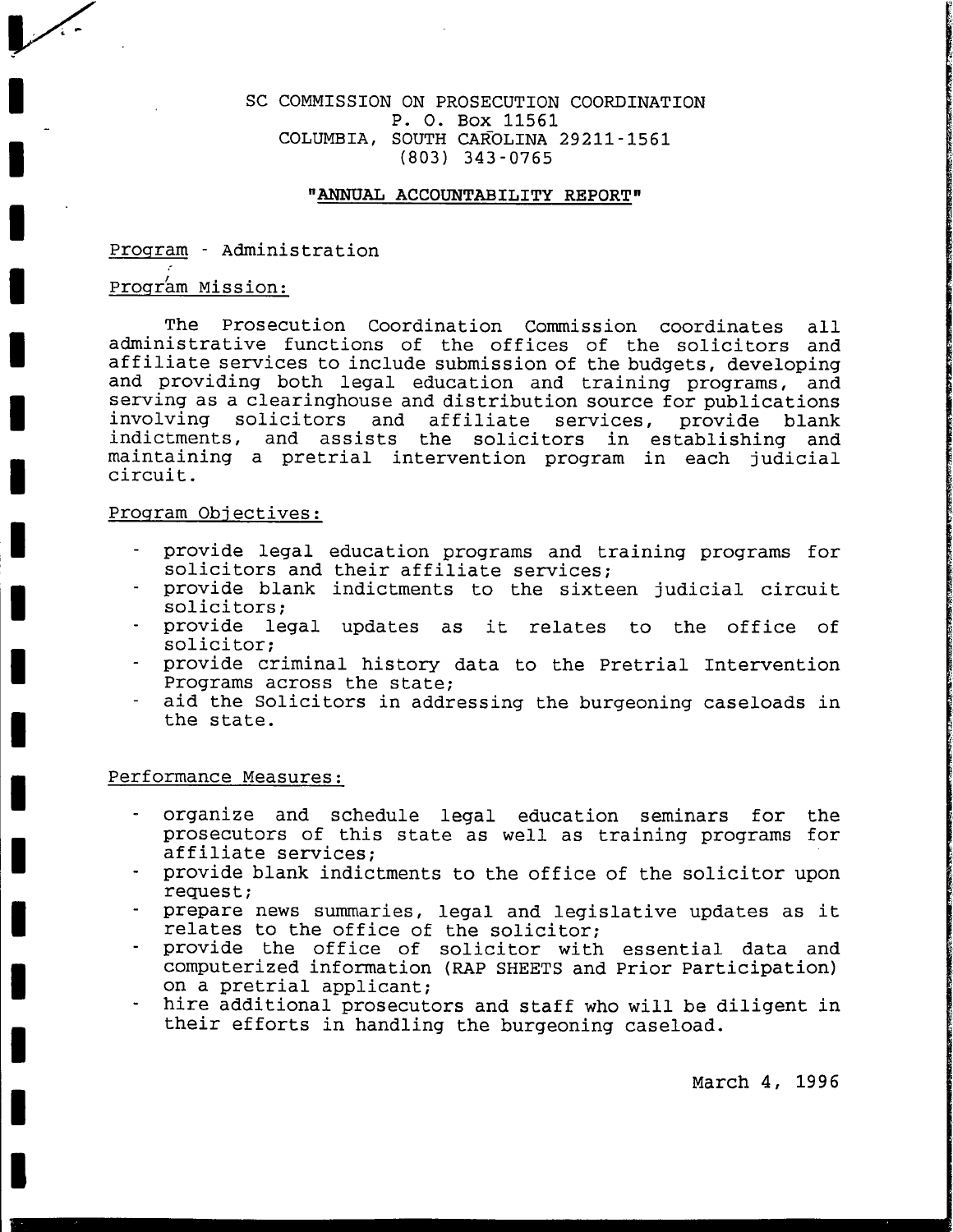SC COMMISSION ON PROSECUTION COORDINATION
P. O. Box 11561
COLUMBIA, SOUTH CAROLINA 29211-1561
(803) 343-0765

**"ANNUAL ACCOUNTABILITY REPORT"**

Program - Administration

Program Mission:

The Prosecution Coordination Commission coordinates all administrative functions of the offices of the solicitors and affiliate services to include submission of the budgets, developing and providing both legal education and training programs, and serving as a clearinghouse and distribution source for publications involving solicitors and affiliate services, provide blank indictments, and assists the solicitors in establishing and maintaining a pretrial intervention program in each judicial circuit.

Program Objectives:

- provide legal education programs and training programs for solicitors and their affiliate services;
- provide blank indictments to the sixteen judicial circuit solicitors;
- provide legal updates as it relates to the office of solicitor;
- provide criminal history data to the Pretrial Intervention Programs across the state;
- aid the Solicitors in addressing the burgeoning caseloads in the state.

Performance Measures:

- organize and schedule legal education seminars for the prosecutors of this state as well as training programs for affiliate services;
- provide blank indictments to the office of the solicitor upon request;
- prepare news summaries, legal and legislative updates as it relates to the office of the solicitor;
- provide the office of solicitor with essential data and computerized information (RAP SHEETS and Prior Participation) on a pretrial applicant;
- hire additional prosecutors and staff who will be diligent in their efforts in handling the burgeoning caseload.

March 4, 1996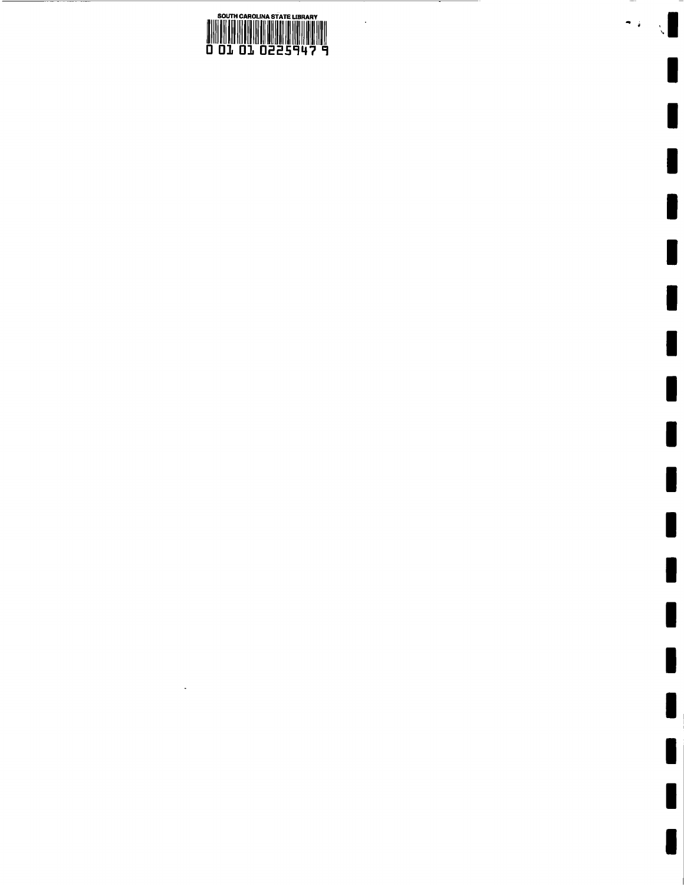SOUTH CAROLINA STATE LIBRARY

0 01 01 0225947 9